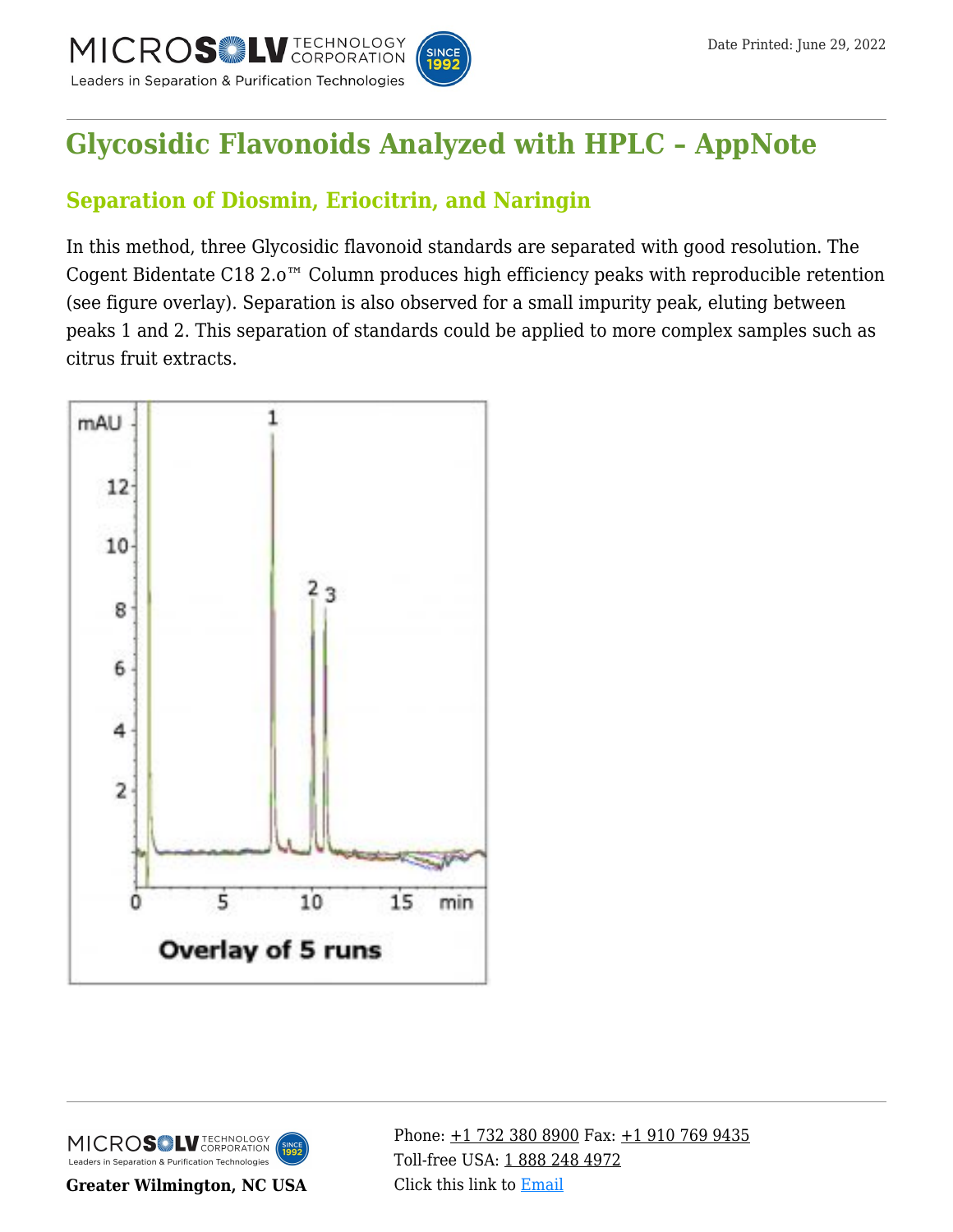# Glycosidic Flavonoids Analyzed with HPLC – AppNote

## Separation of Diosmin, Eriocitrin, and Naringin

In this method, three Glycosidic flavonoid standards are separated with good resolution. The Cogent Bidentate C18 2.o™ Column produces high efficiency peaks with reproducible retention (see figure overlay). Separation is also observed for a small impurity peak, eluting between peaks 1 and 2. This separation of standards could be applied to more complex samples such as citrus fruit extracts.

Overlay of 5 runs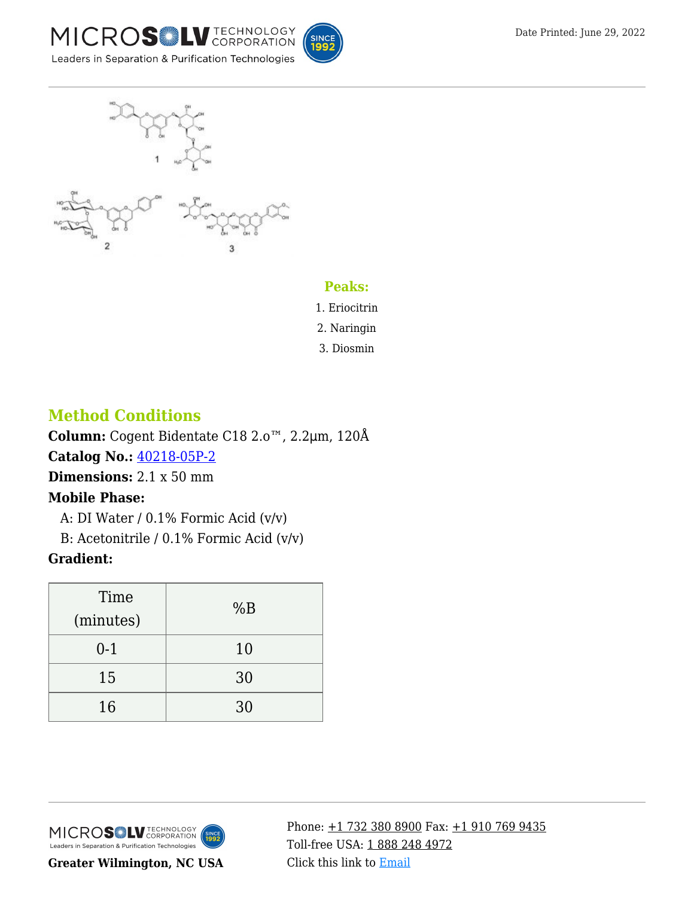**Peaks:**

1. Eriocitrin
2. Naringin
3. Diosmin

## Method Conditions

**Column:** Cogent Bidentate C18 2.o™, 2.2μm, 120Å

**Catalog No.:** 40218-05P-2

**Dimensions:** 2.1 x 50 mm

**Mobile Phase:**

A: DI Water / 0.1% Formic Acid (v/v)

B: Acetonitrile / 0.1% Formic Acid (v/v)

**Gradient:**

| Time (minutes) | %B |
|---|---|
| 0-1 | 10 |
| 15 | 30 |
| 16 | 30 |

Greater Wilmington, NC USA

Phone: +1 732 380 8900 Fax: +1 910 769 9435
Toll-free USA: 1 888 248 4972
Click this link to Email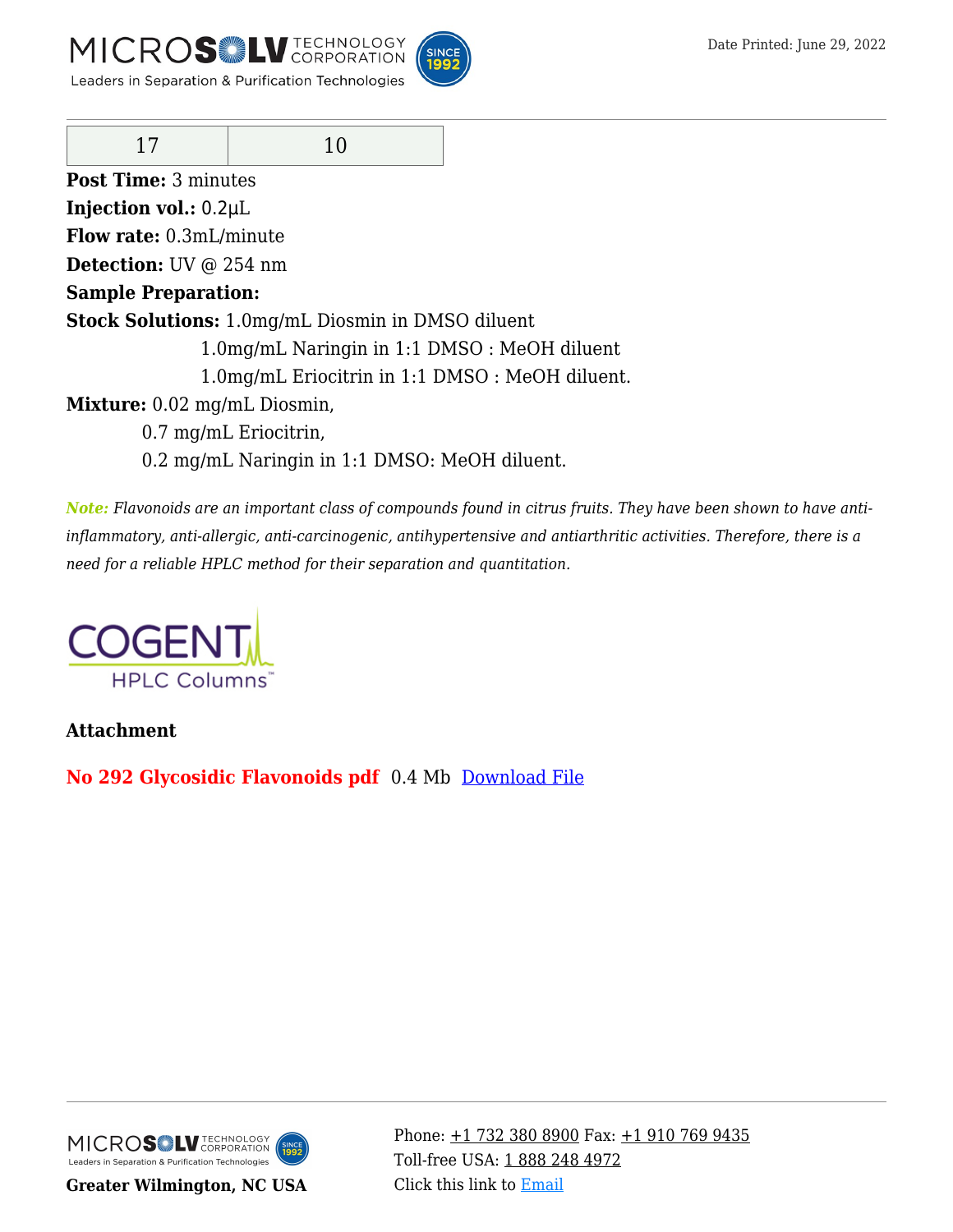| | |
|---|---|
| 17 | 10 |

**Post Time:** 3 minutes

**Injection vol.:** 0.2µL

**Flow rate:** 0.3mL/minute

**Detection:** UV @ 254 nm

**Sample Preparation:**

**Stock Solutions:** 1.0mg/mL Diosmin in DMSO diluent
1.0mg/mL Naringin in 1:1 DMSO : MeOH diluent
1.0mg/mL Eriocitrin in 1:1 DMSO : MeOH diluent.

**Mixture:** 0.02 mg/mL Diosmin,
0.7 mg/mL Eriocitrin,
0.2 mg/mL Naringin in 1:1 DMSO: MeOH diluent.

***Note:*** *Flavonoids are an important class of compounds found in citrus fruits. They have been shown to have anti-inflammatory, anti-allergic, anti-carcinogenic, antihypertensive and antiarthritic activities. Therefore, there is a need for a reliable HPLC method for their separation and quantitation.*

COGENT HPLC Columns™

**Attachment**

**No 292 Glycosidic Flavonoids pdf** 0.4 Mb Download File

Greater Wilmington, NC USA

Phone: +1 732 380 8900 Fax: +1 910 769 9435
Toll-free USA: 1 888 248 4972
Click this link to Email